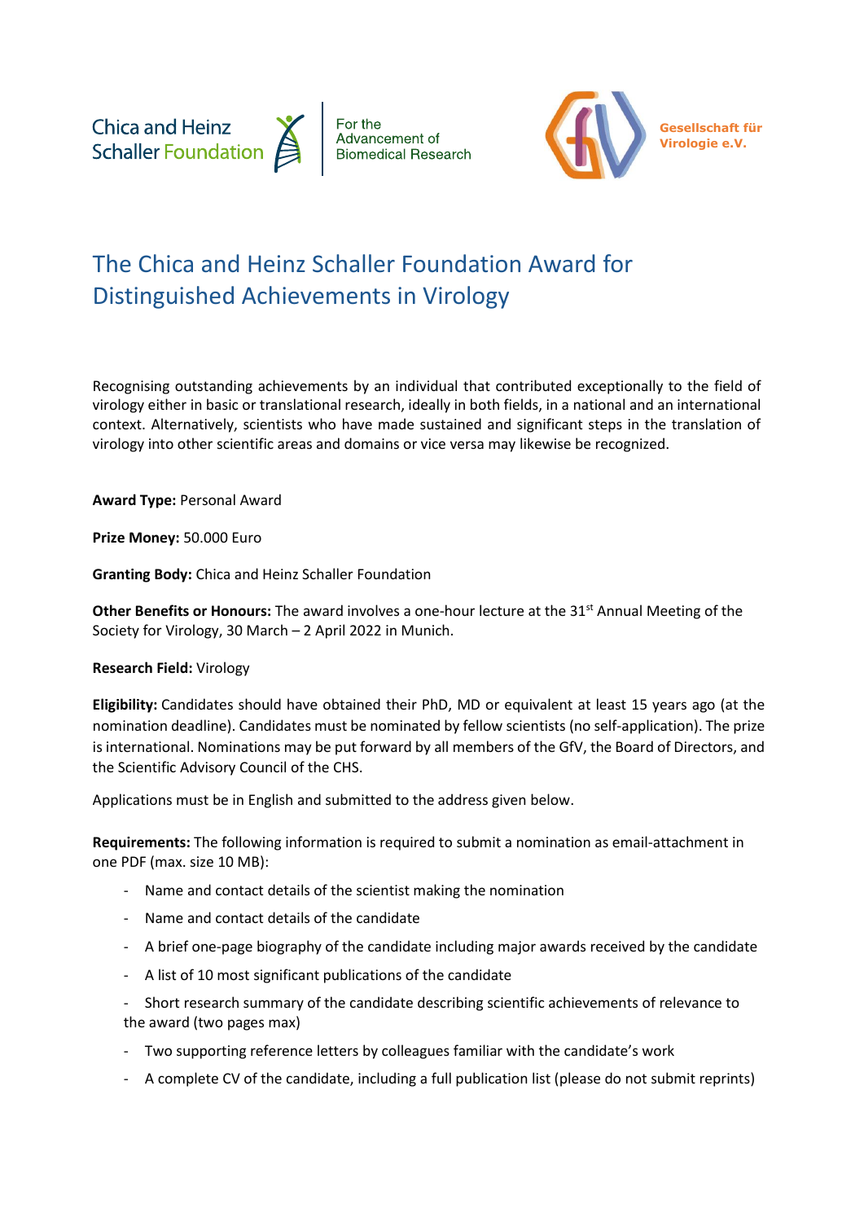Chica and Heinz Schaller Foundation

For the Advancement of Biomedical Research

Gesellschaft für Virologie e.V.

# The Chica and Heinz Schaller Foundation Award for Distinguished Achievements in Virology

Recognising outstanding achievements by an individual that contributed exceptionally to the field of virology either in basic or translational research, ideally in both fields, in a national and an international context. Alternatively, scientists who have made sustained and significant steps in the translation of virology into other scientific areas and domains or vice versa may likewise be recognized.

**Award Type:** Personal Award

**Prize Money:** 50.000 Euro

**Granting Body:** Chica and Heinz Schaller Foundation

**Other Benefits or Honours:** The award involves a one-hour lecture at the 31st Annual Meeting of the Society for Virology, 30 March – 2 April 2022 in Munich.

**Research Field:** Virology

**Eligibility:** Candidates should have obtained their PhD, MD or equivalent at least 15 years ago (at the nomination deadline). Candidates must be nominated by fellow scientists (no self-application). The prize is international. Nominations may be put forward by all members of the GfV, the Board of Directors, and the Scientific Advisory Council of the CHS.

Applications must be in English and submitted to the address given below.

**Requirements:** The following information is required to submit a nomination as email-attachment in one PDF (max. size 10 MB):

- Name and contact details of the scientist making the nomination
- Name and contact details of the candidate
- A brief one-page biography of the candidate including major awards received by the candidate
- A list of 10 most significant publications of the candidate
- Short research summary of the candidate describing scientific achievements of relevance to the award (two pages max)
- Two supporting reference letters by colleagues familiar with the candidate's work
- A complete CV of the candidate, including a full publication list (please do not submit reprints)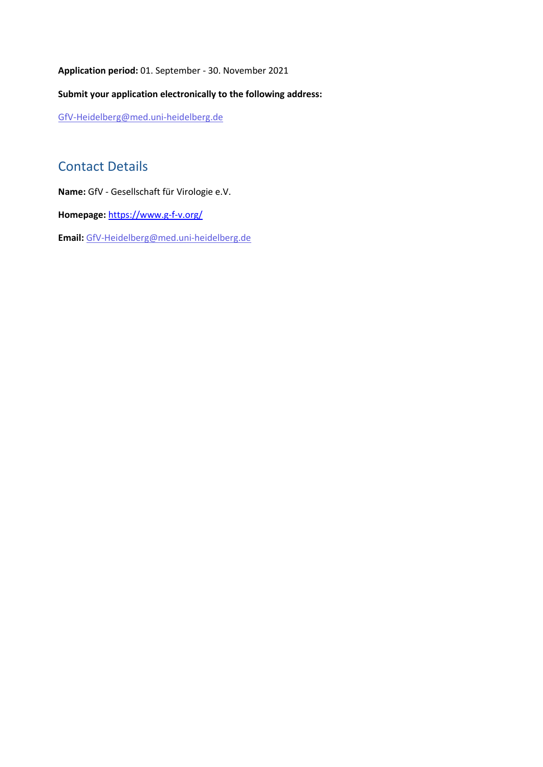**Application period:** 01. September - 30. November 2021

**Submit your application electronically to the following address:**

GfV-Heidelberg@med.uni-heidelberg.de

## Contact Details

**Name:** GfV - Gesellschaft für Virologie e.V.

**Homepage:** https://www.g-f-v.org/

**Email:** GfV-Heidelberg@med.uni-heidelberg.de